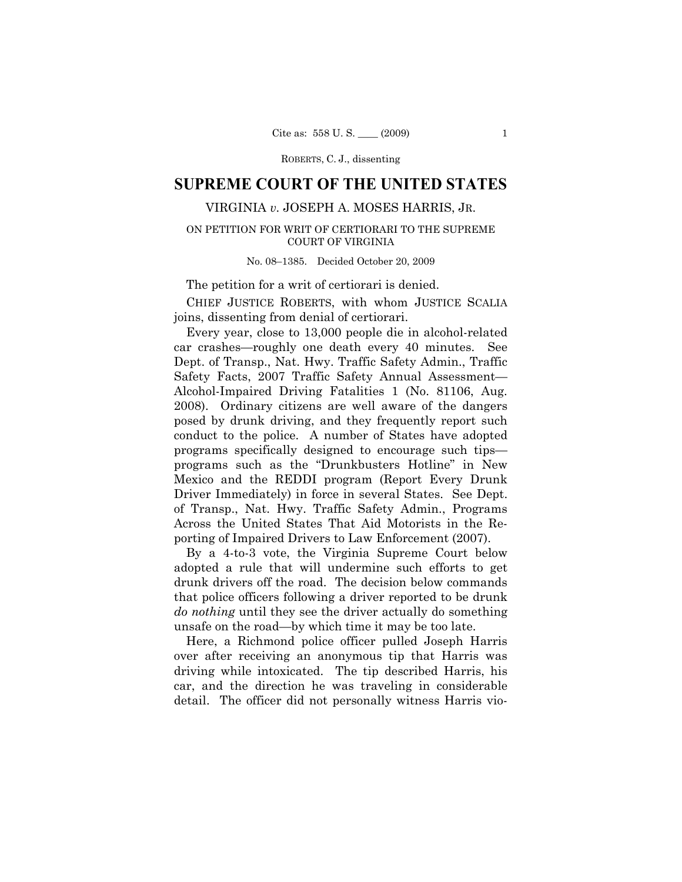# SUPREME COURT OF THE UNITED STATES

## VIRGINIA *v.* JOSEPH A. MOSES HARRIS, JR.

### ON PETITION FOR WRIT OF CERTIORARI TO THE SUPREME COURT OF VIRGINIA

No. 08–1385. Decided October 20, 2009

The petition for a writ of certiorari is denied.

CHIEF JUSTICE ROBERTS, with whom JUSTICE SCALIA joins, dissenting from denial of certiorari.

Every year, close to 13,000 people die in alcohol-related car crashes—roughly one death every 40 minutes. See Dept. of Transp., Nat. Hwy. Traffic Safety Admin., Traffic Safety Facts, 2007 Traffic Safety Annual Assessment—Alcohol-Impaired Driving Fatalities 1 (No. 81106, Aug. 2008). Ordinary citizens are well aware of the dangers posed by drunk driving, and they frequently report such conduct to the police. A number of States have adopted programs specifically designed to encourage such tips—programs such as the "Drunkbusters Hotline" in New Mexico and the REDDI program (Report Every Drunk Driver Immediately) in force in several States. See Dept. of Transp., Nat. Hwy. Traffic Safety Admin., Programs Across the United States That Aid Motorists in the Reporting of Impaired Drivers to Law Enforcement (2007).

By a 4-to-3 vote, the Virginia Supreme Court below adopted a rule that will undermine such efforts to get drunk drivers off the road. The decision below commands that police officers following a driver reported to be drunk *do nothing* until they see the driver actually do something unsafe on the road—by which time it may be too late.

Here, a Richmond police officer pulled Joseph Harris over after receiving an anonymous tip that Harris was driving while intoxicated. The tip described Harris, his car, and the direction he was traveling in considerable detail. The officer did not personally witness Harris vio-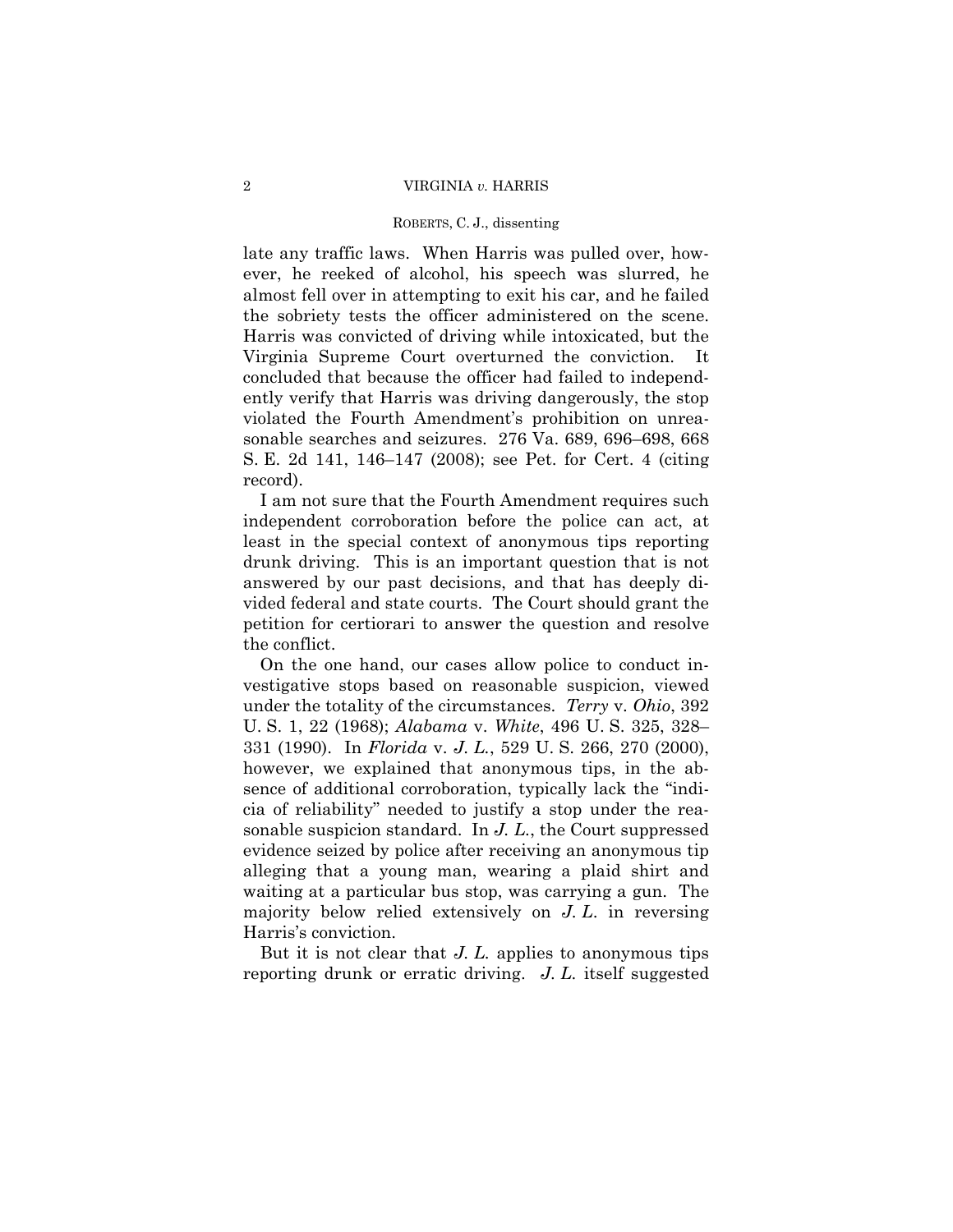late any traffic laws. When Harris was pulled over, however, he reeked of alcohol, his speech was slurred, he almost fell over in attempting to exit his car, and he failed the sobriety tests the officer administered on the scene. Harris was convicted of driving while intoxicated, but the Virginia Supreme Court overturned the conviction. It concluded that because the officer had failed to independently verify that Harris was driving dangerously, the stop violated the Fourth Amendment's prohibition on unreasonable searches and seizures. 276 Va. 689, 696–698, 668 S. E. 2d 141, 146–147 (2008); see Pet. for Cert. 4 (citing record).

I am not sure that the Fourth Amendment requires such independent corroboration before the police can act, at least in the special context of anonymous tips reporting drunk driving. This is an important question that is not answered by our past decisions, and that has deeply divided federal and state courts. The Court should grant the petition for certiorari to answer the question and resolve the conflict.

On the one hand, our cases allow police to conduct investigative stops based on reasonable suspicion, viewed under the totality of the circumstances. *Terry* v. *Ohio*, 392 U. S. 1, 22 (1968); *Alabama* v. *White*, 496 U. S. 325, 328–331 (1990). In *Florida* v. *J. L.*, 529 U. S. 266, 270 (2000), however, we explained that anonymous tips, in the absence of additional corroboration, typically lack the "indicia of reliability" needed to justify a stop under the reasonable suspicion standard. In *J. L.*, the Court suppressed evidence seized by police after receiving an anonymous tip alleging that a young man, wearing a plaid shirt and waiting at a particular bus stop, was carrying a gun. The majority below relied extensively on *J. L.* in reversing Harris's conviction.

But it is not clear that *J. L.* applies to anonymous tips reporting drunk or erratic driving. *J. L.* itself suggested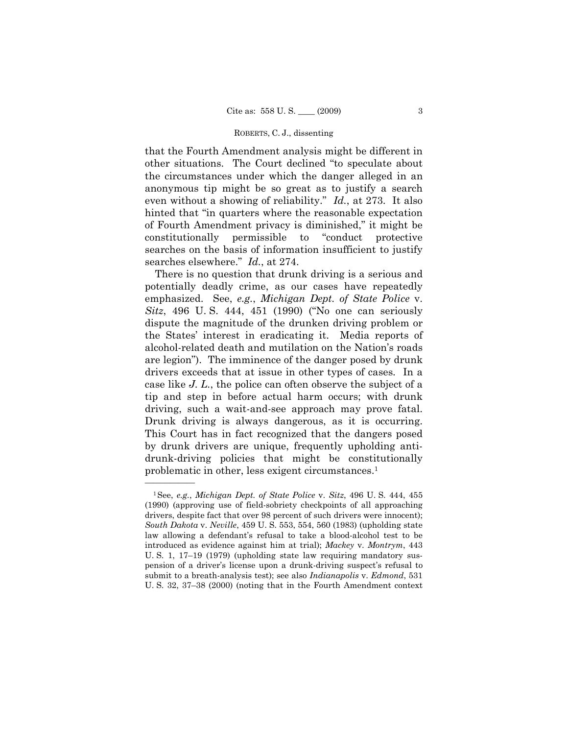that the Fourth Amendment analysis might be different in other situations. The Court declined "to speculate about the circumstances under which the danger alleged in an anonymous tip might be so great as to justify a search even without a showing of reliability." *Id.*, at 273. It also hinted that "in quarters where the reasonable expectation of Fourth Amendment privacy is diminished," it might be constitutionally permissible to "conduct protective searches on the basis of information insufficient to justify searches elsewhere." *Id.*, at 274.

There is no question that drunk driving is a serious and potentially deadly crime, as our cases have repeatedly emphasized. See, *e.g.*, *Michigan Dept. of State Police* v. *Sitz*, 496 U. S. 444, 451 (1990) ("No one can seriously dispute the magnitude of the drunken driving problem or the States' interest in eradicating it. Media reports of alcohol-related death and mutilation on the Nation's roads are legion"). The imminence of the danger posed by drunk drivers exceeds that at issue in other types of cases. In a case like *J. L.*, the police can often observe the subject of a tip and step in before actual harm occurs; with drunk driving, such a wait-and-see approach may prove fatal. Drunk driving is always dangerous, as it is occurring. This Court has in fact recognized that the dangers posed by drunk drivers are unique, frequently upholding anti-drunk-driving policies that might be constitutionally problematic in other, less exigent circumstances.[1]

---

[1] See, *e.g.*, *Michigan Dept. of State Police* v. *Sitz*, 496 U. S. 444, 455 (1990) (approving use of field-sobriety checkpoints of all approaching drivers, despite fact that over 98 percent of such drivers were innocent); *South Dakota* v. *Neville*, 459 U. S. 553, 554, 560 (1983) (upholding state law allowing a defendant's refusal to take a blood-alcohol test to be introduced as evidence against him at trial); *Mackey* v. *Montrym*, 443 U. S. 1, 17–19 (1979) (upholding state law requiring mandatory suspension of a driver's license upon a drunk-driving suspect's refusal to submit to a breath-analysis test); see also *Indianapolis* v. *Edmond*, 531 U. S. 32, 37–38 (2000) (noting that in the Fourth Amendment context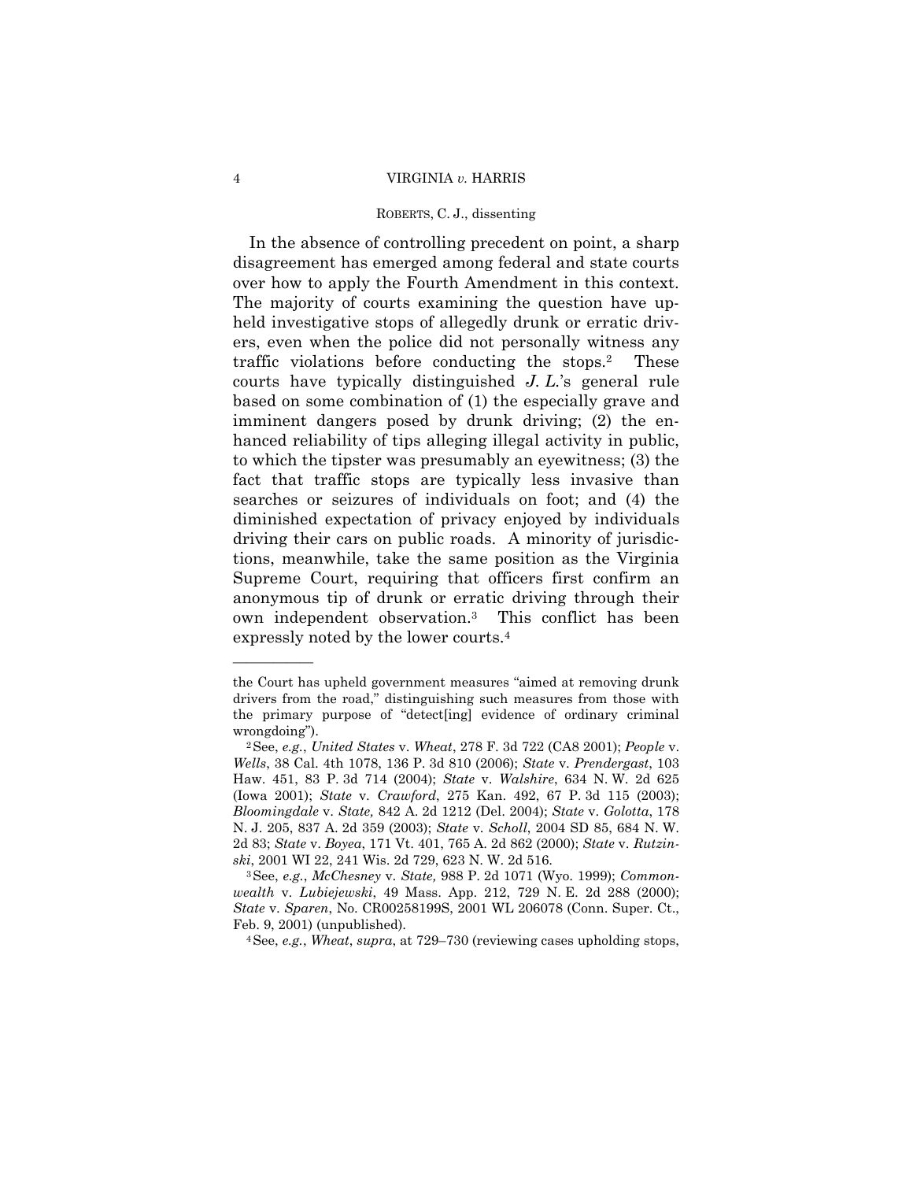In the absence of controlling precedent on point, a sharp disagreement has emerged among federal and state courts over how to apply the Fourth Amendment in this context. The majority of courts examining the question have upheld investigative stops of allegedly drunk or erratic drivers, even when the police did not personally witness any traffic violations before conducting the stops.[2] These courts have typically distinguished *J. L.*'s general rule based on some combination of (1) the especially grave and imminent dangers posed by drunk driving; (2) the enhanced reliability of tips alleging illegal activity in public, to which the tipster was presumably an eyewitness; (3) the fact that traffic stops are typically less invasive than searches or seizures of individuals on foot; and (4) the diminished expectation of privacy enjoyed by individuals driving their cars on public roads. A minority of jurisdictions, meanwhile, take the same position as the Virginia Supreme Court, requiring that officers first confirm an anonymous tip of drunk or erratic driving through their own independent observation.[3] This conflict has been expressly noted by the lower courts.[4]

---

the Court has upheld government measures "aimed at removing drunk drivers from the road," distinguishing such measures from those with the primary purpose of "detect[ing] evidence of ordinary criminal wrongdoing").

[2] See, *e.g.*, *United States* v. *Wheat*, 278 F. 3d 722 (CA8 2001); *People* v. *Wells*, 38 Cal. 4th 1078, 136 P. 3d 810 (2006); *State* v. *Prendergast*, 103 Haw. 451, 83 P. 3d 714 (2004); *State* v. *Walshire*, 634 N. W. 2d 625 (Iowa 2001); *State* v. *Crawford*, 275 Kan. 492, 67 P. 3d 115 (2003); *Bloomingdale* v. *State,* 842 A. 2d 1212 (Del. 2004); *State* v. *Golotta*, 178 N. J. 205, 837 A. 2d 359 (2003); *State* v. *Scholl*, 2004 SD 85, 684 N. W. 2d 83; *State* v. *Boyea*, 171 Vt. 401, 765 A. 2d 862 (2000); *State* v. *Rutzinski*, 2001 WI 22, 241 Wis. 2d 729, 623 N. W. 2d 516.

[3] See, *e.g.*, *McChesney* v. *State,* 988 P. 2d 1071 (Wyo. 1999); *Commonwealth* v. *Lubiejewski*, 49 Mass. App. 212, 729 N. E. 2d 288 (2000); *State* v. *Sparen*, No. CR00258199S, 2001 WL 206078 (Conn. Super. Ct., Feb. 9, 2001) (unpublished).

[4] See, *e.g.*, *Wheat*, *supra*, at 729–730 (reviewing cases upholding stops,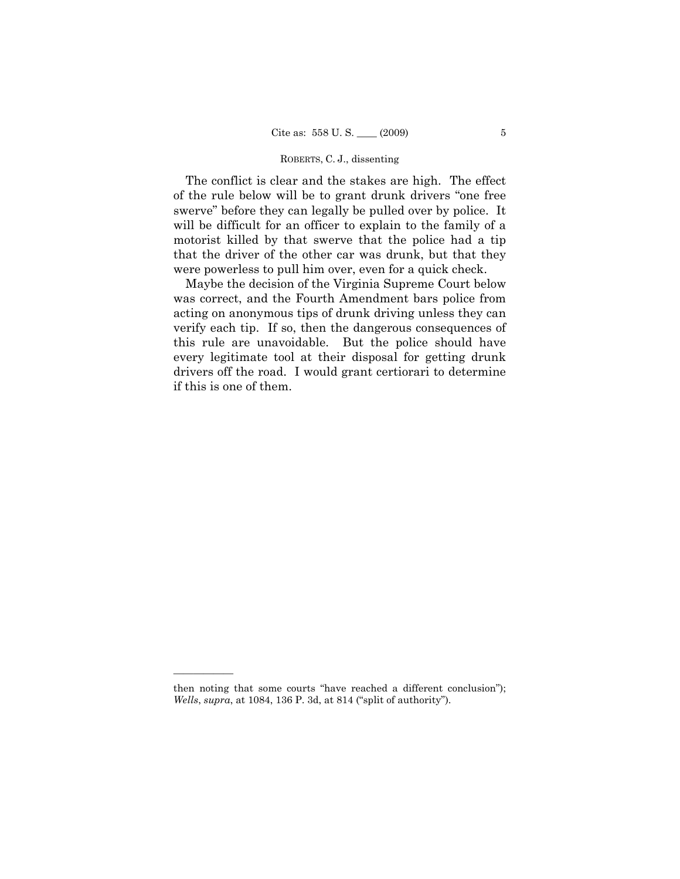The conflict is clear and the stakes are high. The effect of the rule below will be to grant drunk drivers "one free swerve" before they can legally be pulled over by police. It will be difficult for an officer to explain to the family of a motorist killed by that swerve that the police had a tip that the driver of the other car was drunk, but that they were powerless to pull him over, even for a quick check.

Maybe the decision of the Virginia Supreme Court below was correct, and the Fourth Amendment bars police from acting on anonymous tips of drunk driving unless they can verify each tip. If so, then the dangerous consequences of this rule are unavoidable. But the police should have every legitimate tool at their disposal for getting drunk drivers off the road. I would grant certiorari to determine if this is one of them.

---

then noting that some courts "have reached a different conclusion"); *Wells*, *supra*, at 1084, 136 P. 3d, at 814 ("split of authority").